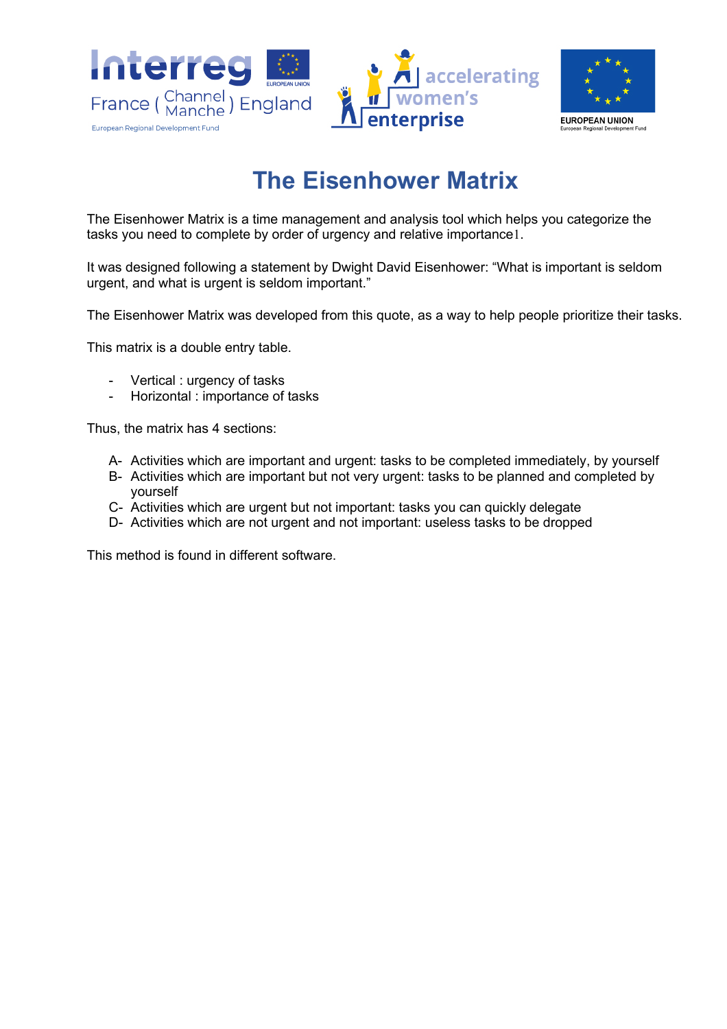# The Eisenhower Matrix

The Eisenhower Matrix is a time management and analysis tool which helps you categorize the tasks you need to complete by order of urgency and relative importance[1].

It was designed following a statement by Dwight David Eisenhower: “What is important is seldom urgent, and what is urgent is seldom important.”

The Eisenhower Matrix was developed from this quote, as a way to help people prioritize their tasks.

This matrix is a double entry table.

- Vertical : urgency of tasks
- Horizontal : importance of tasks

Thus, the matrix has 4 sections:

A- Activities which are important and urgent: tasks to be completed immediately, by yourself
B- Activities which are important but not very urgent: tasks to be planned and completed by yourself
C- Activities which are urgent but not important: tasks you can quickly delegate
D- Activities which are not urgent and not important: useless tasks to be dropped

This method is found in different software.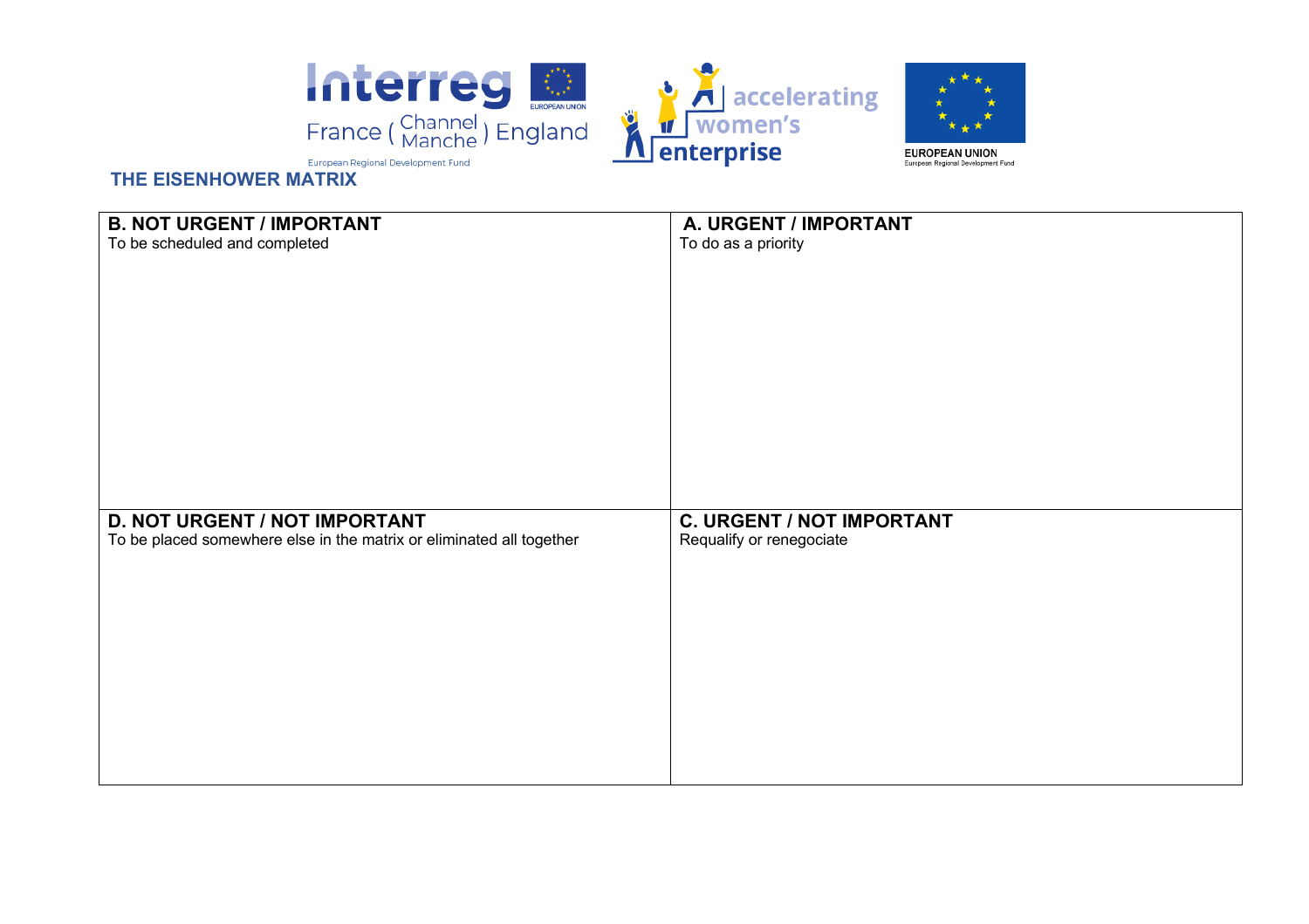## THE EISENHOWER MATRIX

| | |
|---|---|
| **B. NOT URGENT / IMPORTANT**<br>To be scheduled and completed | **A. URGENT / IMPORTANT**<br>To do as a priority |
| **D. NOT URGENT / NOT IMPORTANT**<br>To be placed somewhere else in the matrix or eliminated all together | **C. URGENT / NOT IMPORTANT**<br>Requalify or renegociate |